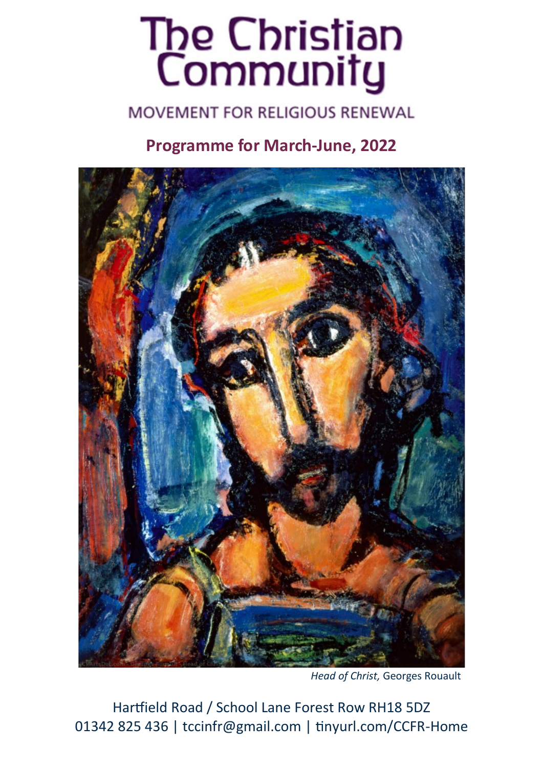# The Christian Community

MOVEMENT FOR RELIGIOUS RENEWAL

## Programme for March-June, 2022

*Head of Christ,* Georges Rouault

Hartfield Road / School Lane Forest Row RH18 5DZ
01342 825 436 | tccinfr@gmail.com | tinyurl.com/CCFR-Home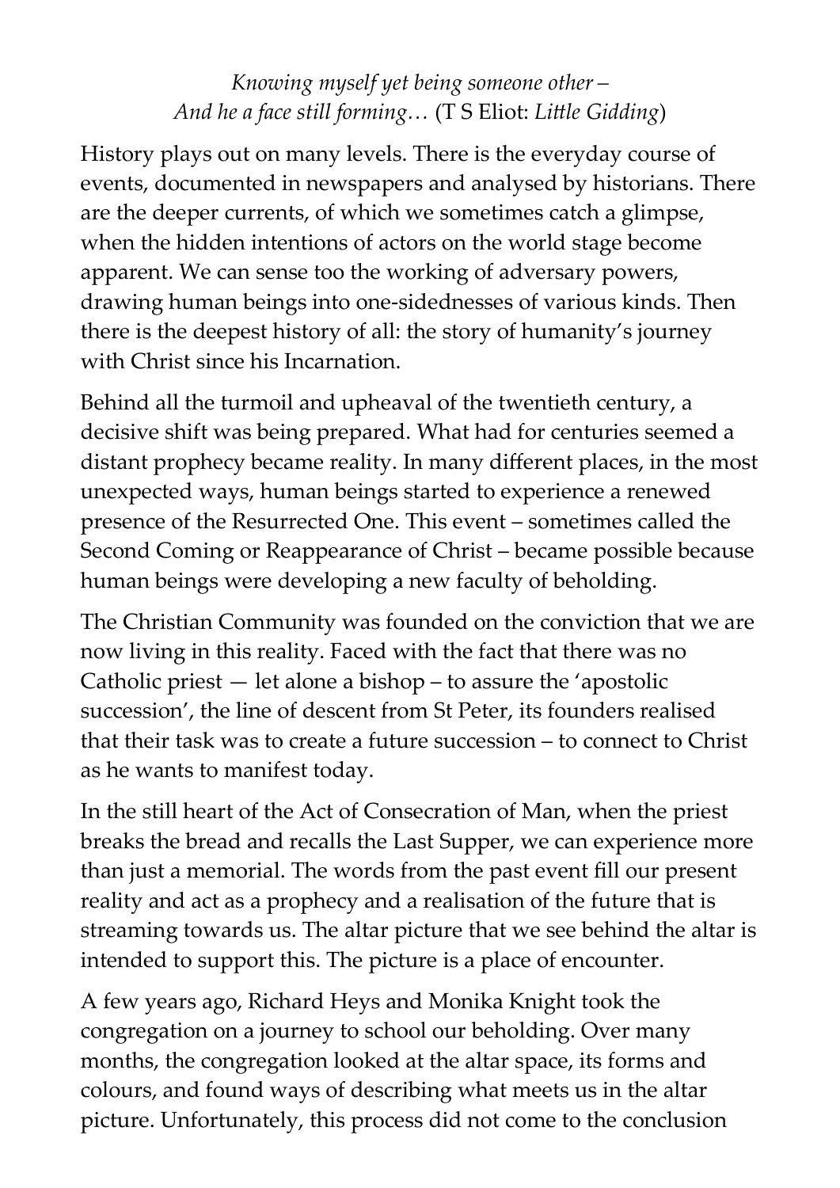*Knowing myself yet being someone other –*
*And he a face still forming…* (T S Eliot: *Little Gidding*)

History plays out on many levels. There is the everyday course of events, documented in newspapers and analysed by historians. There are the deeper currents, of which we sometimes catch a glimpse, when the hidden intentions of actors on the world stage become apparent. We can sense too the working of adversary powers, drawing human beings into one-sidednesses of various kinds. Then there is the deepest history of all: the story of humanity's journey with Christ since his Incarnation.

Behind all the turmoil and upheaval of the twentieth century, a decisive shift was being prepared. What had for centuries seemed a distant prophecy became reality. In many different places, in the most unexpected ways, human beings started to experience a renewed presence of the Resurrected One. This event – sometimes called the Second Coming or Reappearance of Christ – became possible because human beings were developing a new faculty of beholding.

The Christian Community was founded on the conviction that we are now living in this reality. Faced with the fact that there was no Catholic priest — let alone a bishop – to assure the 'apostolic succession', the line of descent from St Peter, its founders realised that their task was to create a future succession – to connect to Christ as he wants to manifest today.

In the still heart of the Act of Consecration of Man, when the priest breaks the bread and recalls the Last Supper, we can experience more than just a memorial. The words from the past event fill our present reality and act as a prophecy and a realisation of the future that is streaming towards us. The altar picture that we see behind the altar is intended to support this. The picture is a place of encounter.

A few years ago, Richard Heys and Monika Knight took the congregation on a journey to school our beholding. Over many months, the congregation looked at the altar space, its forms and colours, and found ways of describing what meets us in the altar picture. Unfortunately, this process did not come to the conclusion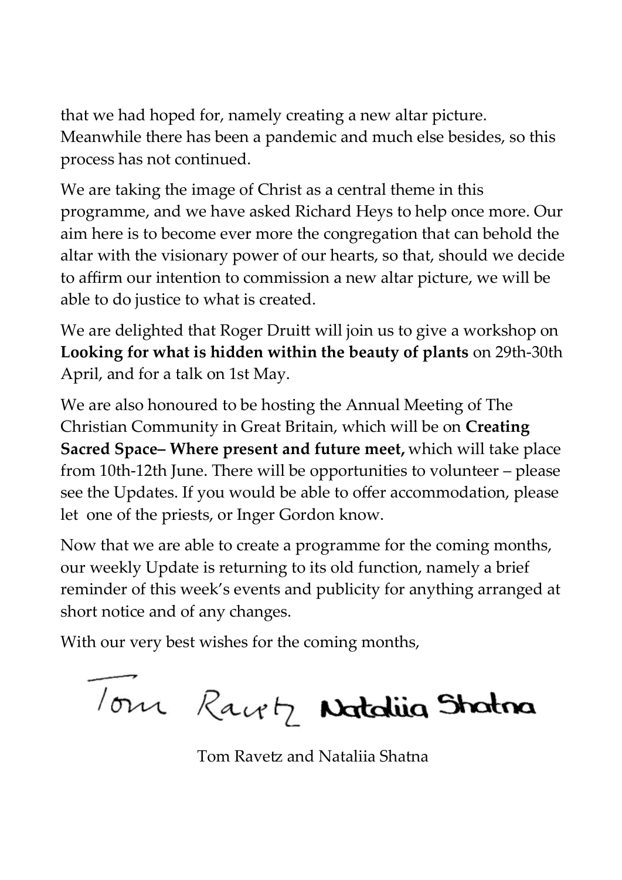that we had hoped for, namely creating a new altar picture. Meanwhile there has been a pandemic and much else besides, so this process has not continued.

We are taking the image of Christ as a central theme in this programme, and we have asked Richard Heys to help once more. Our aim here is to become ever more the congregation that can behold the altar with the visionary power of our hearts, so that, should we decide to affirm our intention to commission a new altar picture, we will be able to do justice to what is created.

We are delighted that Roger Druitt will join us to give a workshop on **Looking for what is hidden within the beauty of plants** on 29th-30th April, and for a talk on 1st May.

We are also honoured to be hosting the Annual Meeting of The Christian Community in Great Britain, which will be on **Creating Sacred Space– Where present and future meet,** which will take place from 10th-12th June. There will be opportunities to volunteer – please see the Updates. If you would be able to offer accommodation, please let one of the priests, or Inger Gordon know.

Now that we are able to create a programme for the coming months, our weekly Update is returning to its old function, namely a brief reminder of this week's events and publicity for anything arranged at short notice and of any changes.

With our very best wishes for the coming months,

Tom Ravetz Nataliia Shatna

Tom Ravetz and Nataliia Shatna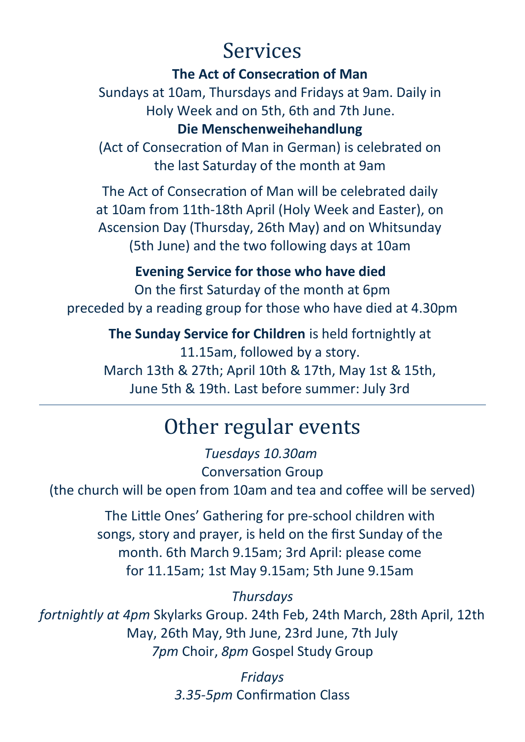# Services

**The Act of Consecration of Man**

Sundays at 10am, Thursdays and Fridays at 9am. Daily in Holy Week and on 5th, 6th and 7th June.

**Die Menschenweihehandlung**

(Act of Consecration of Man in German) is celebrated on the last Saturday of the month at 9am

The Act of Consecration of Man will be celebrated daily at 10am from 11th-18th April (Holy Week and Easter), on Ascension Day (Thursday, 26th May) and on Whitsunday (5th June) and the two following days at 10am

**Evening Service for those who have died**

On the first Saturday of the month at 6pm preceded by a reading group for those who have died at 4.30pm

**The Sunday Service for Children** is held fortnightly at 11.15am, followed by a story.
March 13th & 27th; April 10th & 17th, May 1st & 15th, June 5th & 19th. Last before summer: July 3rd

---

# Other regular events

*Tuesdays 10.30am*
Conversation Group
(the church will be open from 10am and tea and coffee will be served)

The Little Ones' Gathering for pre-school children with songs, story and prayer, is held on the first Sunday of the month. 6th March 9.15am; 3rd April: please come for 11.15am; 1st May 9.15am; 5th June 9.15am

*Thursdays*
*fortnightly at 4pm* Skylarks Group. 24th Feb, 24th March, 28th April, 12th May, 26th May, 9th June, 23rd June, 7th July
*7pm* Choir, *8pm* Gospel Study Group

*Fridays*
*3.35-5pm* Confirmation Class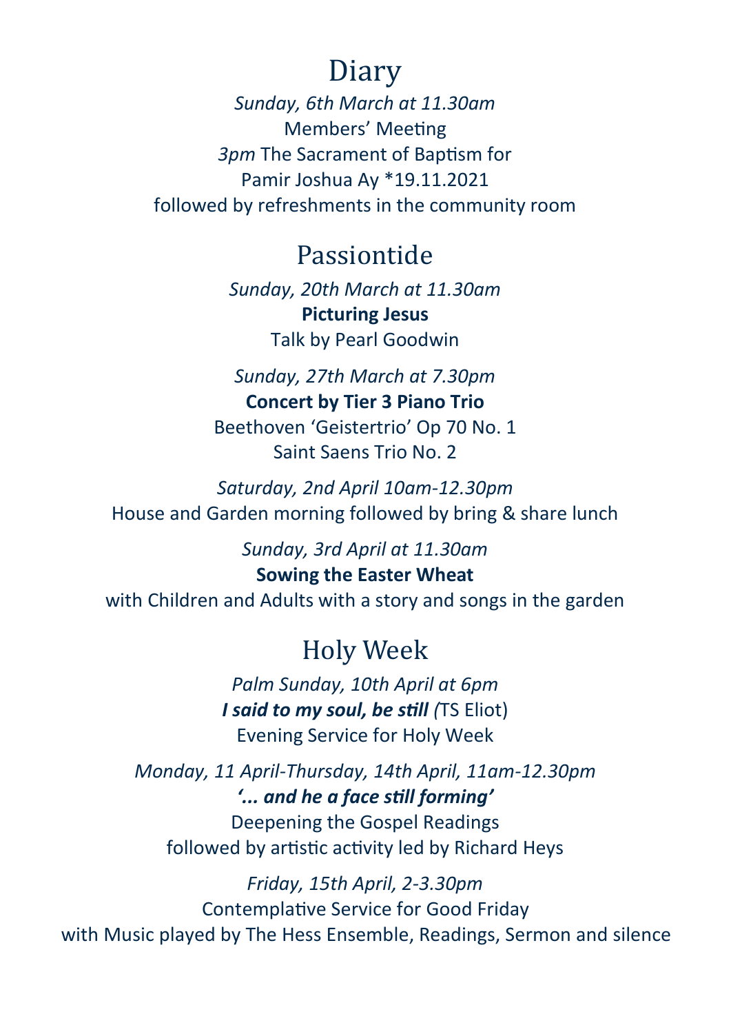# Diary

*Sunday, 6th March at 11.30am*
Members' Meeting
*3pm* The Sacrament of Baptism for
Pamir Joshua Ay *19.11.2021
followed by refreshments in the community room

## Passiontide

*Sunday, 20th March at 11.30am*
**Picturing Jesus**
Talk by Pearl Goodwin

*Sunday, 27th March at 7.30pm*
**Concert by Tier 3 Piano Trio**
Beethoven 'Geistertrio' Op 70 No. 1
Saint Saens Trio No. 2

*Saturday, 2nd April 10am-12.30pm*
House and Garden morning followed by bring & share lunch

*Sunday, 3rd April at 11.30am*
**Sowing the Easter Wheat**
with Children and Adults with a story and songs in the garden

## Holy Week

*Palm Sunday, 10th April at 6pm*
***I said to my soul, be still*** *(*TS Eliot)
Evening Service for Holy Week

*Monday, 11 April-Thursday, 14th April, 11am-12.30pm*
***'... and he a face still forming'***
Deepening the Gospel Readings
followed by artistic activity led by Richard Heys

*Friday, 15th April, 2-3.30pm*
Contemplative Service for Good Friday
with Music played by The Hess Ensemble, Readings, Sermon and silence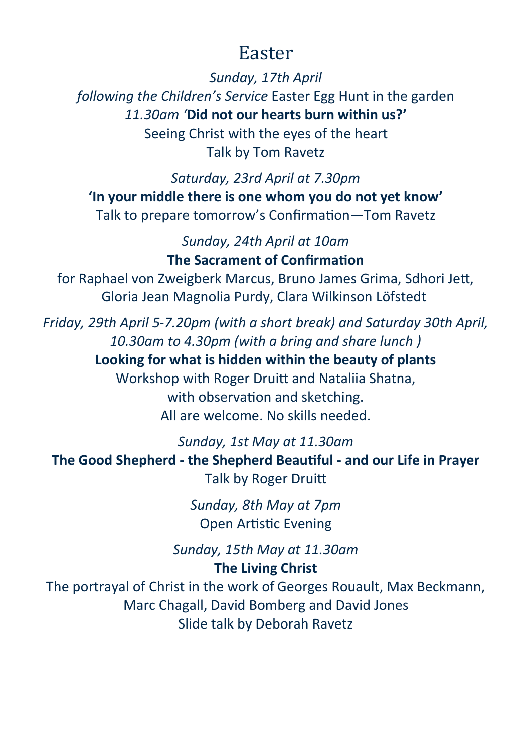# Easter

*Sunday, 17th April*

*following the Children's Service* Easter Egg Hunt in the garden

*11.30am '***Did not our hearts burn within us?'**

Seeing Christ with the eyes of the heart

Talk by Tom Ravetz

*Saturday, 23rd April at 7.30pm*

**'In your middle there is one whom you do not yet know'**

Talk to prepare tomorrow's Confirmation—Tom Ravetz

*Sunday, 24th April at 10am*

**The Sacrament of Confirmation**

for Raphael von Zweigberk Marcus, Bruno James Grima, Sdhori Jett, Gloria Jean Magnolia Purdy, Clara Wilkinson Löfstedt

*Friday, 29th April 5-7.20pm (with a short break) and Saturday 30th April, 10.30am to 4.30pm (with a bring and share lunch )*

**Looking for what is hidden within the beauty of plants**

Workshop with Roger Druitt and Nataliia Shatna, with observation and sketching.

All are welcome. No skills needed.

*Sunday, 1st May at 11.30am*

**The Good Shepherd - the Shepherd Beautiful - and our Life in Prayer**

Talk by Roger Druitt

*Sunday, 8th May at 7pm*

Open Artistic Evening

*Sunday, 15th May at 11.30am*

**The Living Christ**

The portrayal of Christ in the work of Georges Rouault, Max Beckmann, Marc Chagall, David Bomberg and David Jones

Slide talk by Deborah Ravetz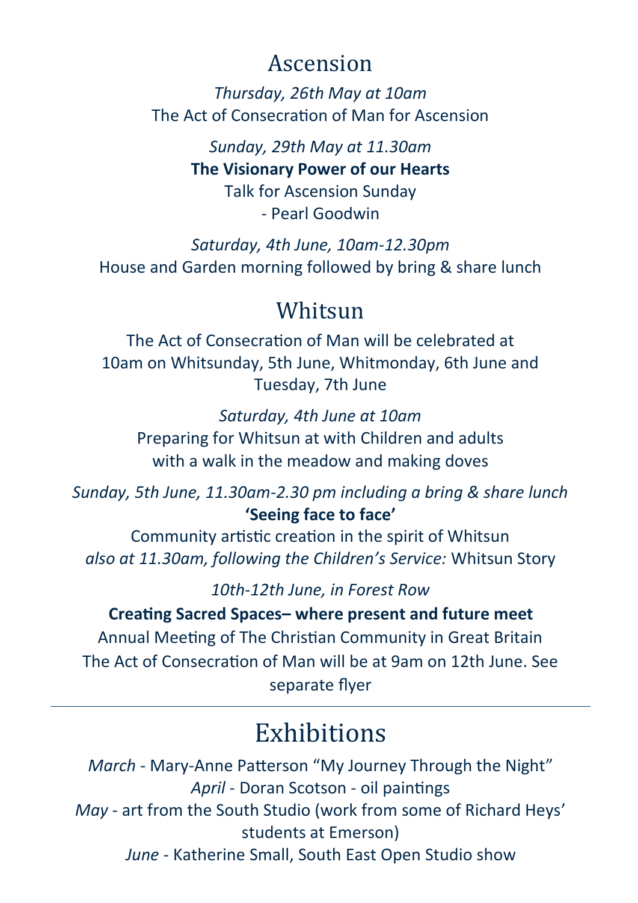## Ascension

*Thursday, 26th May at 10am*
The Act of Consecration of Man for Ascension

*Sunday, 29th May at 11.30am*
**The Visionary Power of our Hearts**
Talk for Ascension Sunday
- Pearl Goodwin

*Saturday, 4th June, 10am-12.30pm*
House and Garden morning followed by bring & share lunch

## Whitsun

The Act of Consecration of Man will be celebrated at 10am on Whitsunday, 5th June, Whitmonday, 6th June and Tuesday, 7th June

*Saturday, 4th June at 10am*
Preparing for Whitsun at with Children and adults with a walk in the meadow and making doves

*Sunday, 5th June, 11.30am-2.30 pm including a bring & share lunch*
**'Seeing face to face'**
Community artistic creation in the spirit of Whitsun
*also at 11.30am, following the Children's Service:* Whitsun Story

*10th-12th June, in Forest Row*
**Creating Sacred Spaces– where present and future meet**
Annual Meeting of The Christian Community in Great Britain
The Act of Consecration of Man will be at 9am on 12th June. See separate flyer

---

## Exhibitions

*March* - Mary-Anne Patterson "My Journey Through the Night"
*April* - Doran Scotson - oil paintings
*May* - art from the South Studio (work from some of Richard Heys' students at Emerson)
*June* - Katherine Small, South East Open Studio show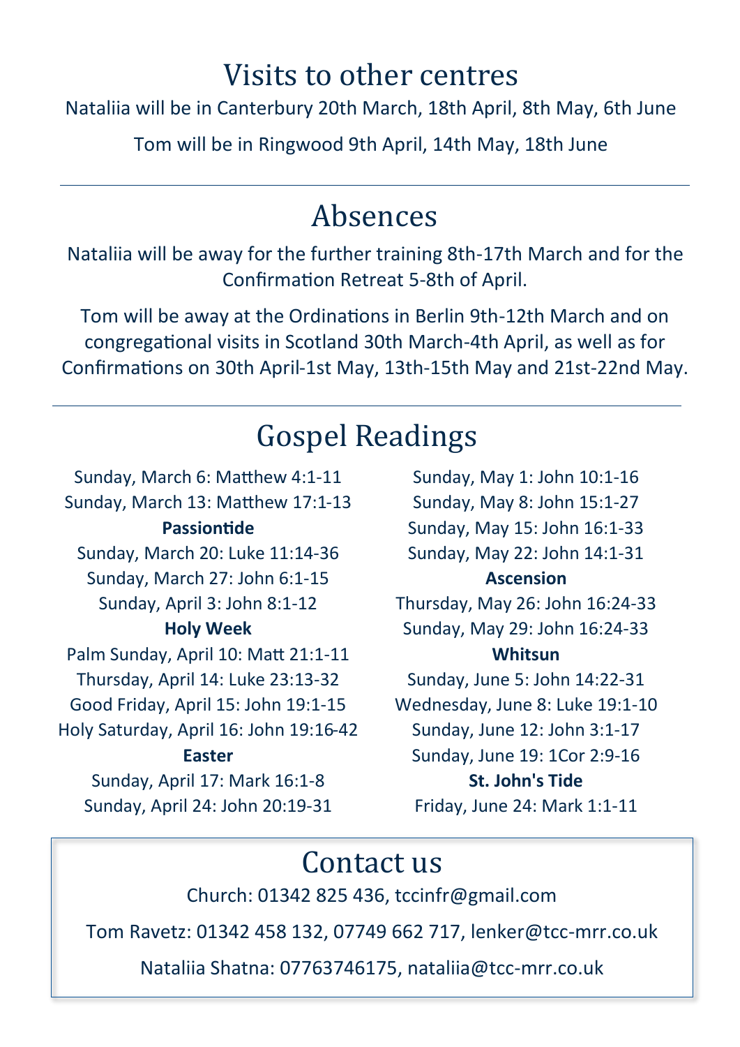## Visits to other centres

Nataliia will be in Canterbury 20th March, 18th April, 8th May, 6th June

Tom will be in Ringwood 9th April, 14th May, 18th June

---

## Absences

Nataliia will be away for the further training 8th-17th March and for the Confirmation Retreat 5-8th of April.

Tom will be away at the Ordinations in Berlin 9th-12th March and on congregational visits in Scotland 30th March-4th April, as well as for Confirmations on 30th April-1st May, 13th-15th May and 21st-22nd May.

---

## Gospel Readings

Sunday, March 6: Matthew 4:1-11
Sunday, March 13: Matthew 17:1-13

**Passiontide**

Sunday, March 20: Luke 11:14-36
Sunday, March 27: John 6:1-15
Sunday, April 3: John 8:1-12

**Holy Week**

Palm Sunday, April 10: Matt 21:1-11
Thursday, April 14: Luke 23:13-32
Good Friday, April 15: John 19:1-15
Holy Saturday, April 16: John 19:16-42

**Easter**

Sunday, April 17: Mark 16:1-8
Sunday, April 24: John 20:19-31
Sunday, May 1: John 10:1-16
Sunday, May 8: John 15:1-27
Sunday, May 15: John 16:1-33
Sunday, May 22: John 14:1-31

**Ascension**

Thursday, May 26: John 16:24-33
Sunday, May 29: John 16:24-33

**Whitsun**

Sunday, June 5: John 14:22-31
Wednesday, June 8: Luke 19:1-10
Sunday, June 12: John 3:1-17
Sunday, June 19: 1Cor 2:9-16

**St. John's Tide**

Friday, June 24: Mark 1:1-11

## Contact us

Church: 01342 825 436, tccinfr@gmail.com

Tom Ravetz: 01342 458 132, 07749 662 717, lenker@tcc-mrr.co.uk

Nataliia Shatna: 07763746175, nataliia@tcc-mrr.co.uk